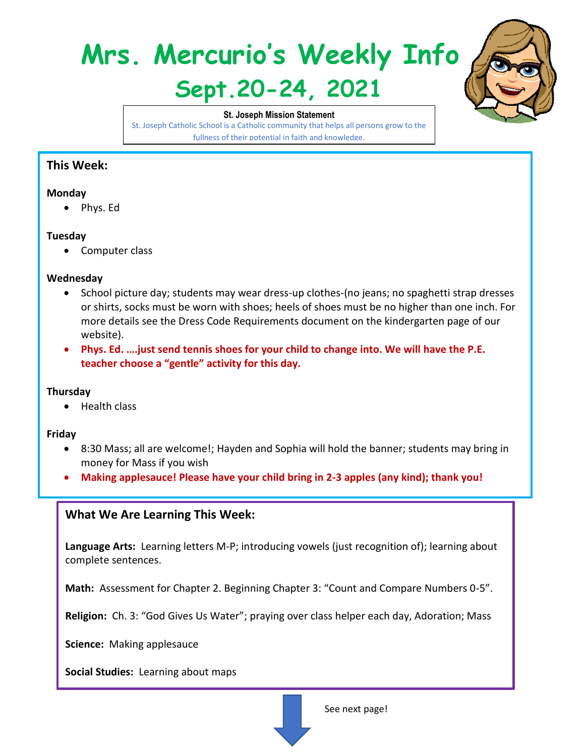# Mrs. Mercurio's Weekly Info

## Sept.20-24, 2021

**St. Joseph Mission Statement**

St. Joseph Catholic School is a Catholic community that helps all persons grow to the fullness of their potential in faith and knowledge.

### This Week:

**Monday**

- Phys. Ed

**Tuesday**

- Computer class

**Wednesday**

- School picture day; students may wear dress-up clothes-(no jeans; no spaghetti strap dresses or shirts, socks must be worn with shoes; heels of shoes must be no higher than one inch. For more details see the Dress Code Requirements document on the kindergarten page of our website).
- **Phys. Ed. ….just send tennis shoes for your child to change into. We will have the P.E. teacher choose a "gentle" activity for this day.**

**Thursday**

- Health class

**Friday**

- 8:30 Mass; all are welcome!; Hayden and Sophia will hold the banner; students may bring in money for Mass if you wish
- **Making applesauce! Please have your child bring in 2-3 apples (any kind); thank you!**

### What We Are Learning This Week:

**Language Arts:** Learning letters M-P; introducing vowels (just recognition of); learning about complete sentences.

**Math:** Assessment for Chapter 2. Beginning Chapter 3: "Count and Compare Numbers 0-5".

**Religion:** Ch. 3: "God Gives Us Water"; praying over class helper each day, Adoration; Mass

**Science:** Making applesauce

**Social Studies:** Learning about maps

See next page!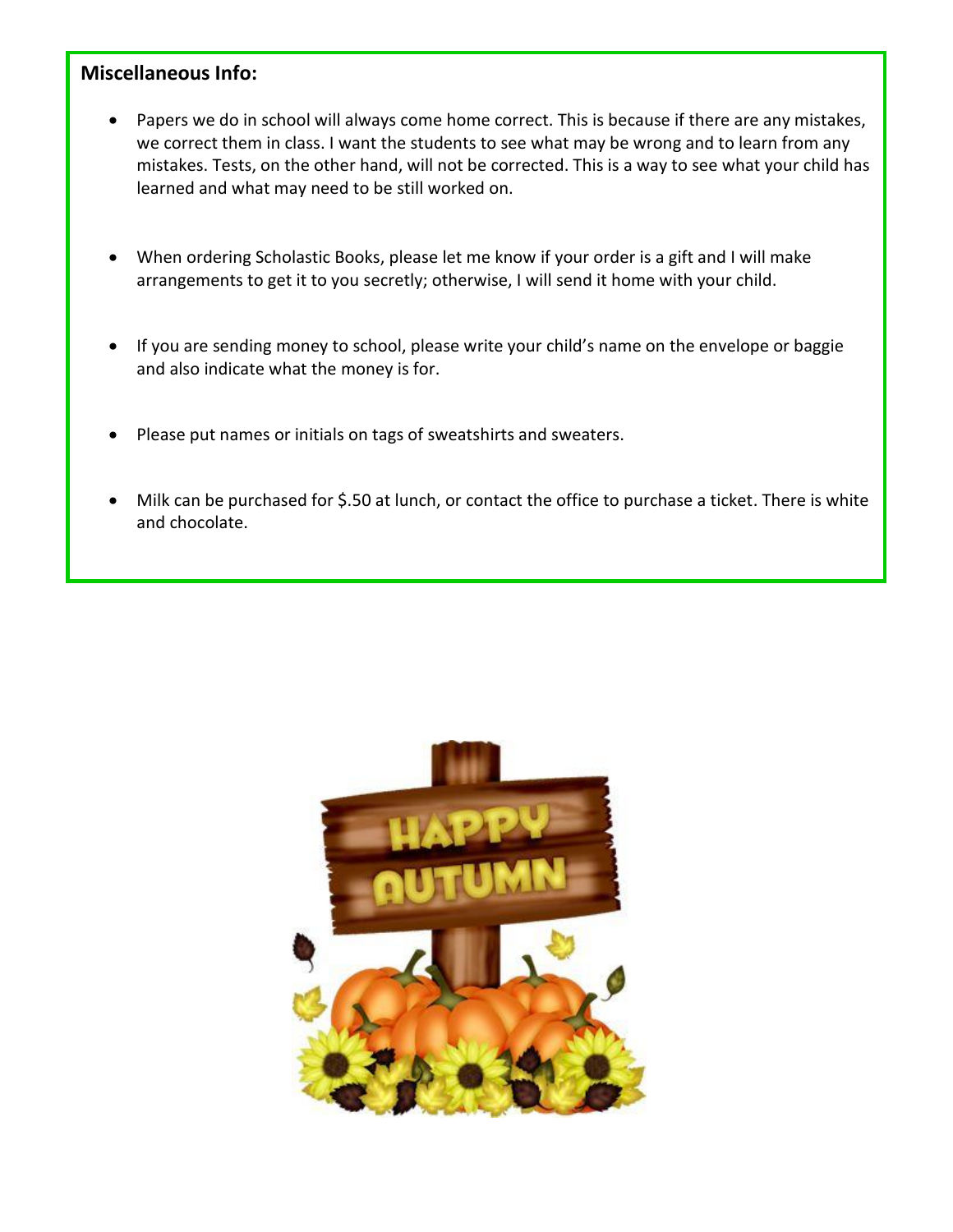**Miscellaneous Info:**

- Papers we do in school will always come home correct. This is because if there are any mistakes, we correct them in class. I want the students to see what may be wrong and to learn from any mistakes. Tests, on the other hand, will not be corrected. This is a way to see what your child has learned and what may need to be still worked on.

- When ordering Scholastic Books, please let me know if your order is a gift and I will make arrangements to get it to you secretly; otherwise, I will send it home with your child.

- If you are sending money to school, please write your child's name on the envelope or baggie and also indicate what the money is for.

- Please put names or initials on tags of sweatshirts and sweaters.

- Milk can be purchased for $.50 at lunch, or contact the office to purchase a ticket. There is white and chocolate.